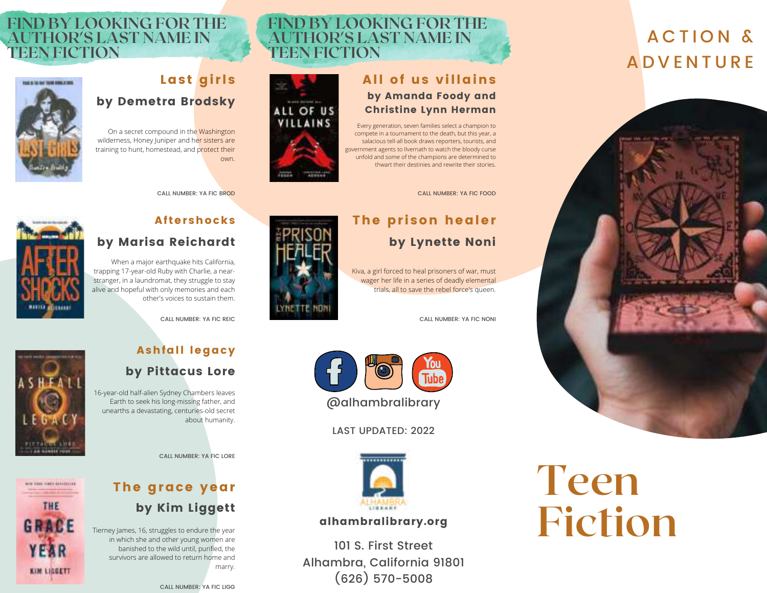## FIND BY LOOKING FOR THE AUTHOR'S LAST NAME IN TEEN FICTION

### Last girls

**by Demetra Brodsky**

On a secret compound in the Washington wilderness, Honey Juniper and her sisters are training to hunt, homestead, and protect their own.

CALL NUMBER: YA FIC BROD

### Aftershocks

**by Marisa Reichardt**

When a major earthquake hits California, trapping 17-year-old Ruby with Charlie, a near-stranger, in a laundromat, they struggle to stay alive and hopeful with only memories and each other's voices to sustain them.

CALL NUMBER: YA FIC REIC

### Ashfall legacy

**by Pittacus Lore**

16-year-old half-alien Sydney Chambers leaves Earth to seek his long-missing father, and unearths a devastating, centuries-old secret about humanity.

CALL NUMBER: YA FIC LORE

### The grace year

**by Kim Liggett**

Tierney James, 16, struggles to endure the year in which she and other young women are banished to the wild until, purified, the survivors are allowed to return home and marry.

CALL NUMBER: YA FIC LIGG

## FIND BY LOOKING FOR THE AUTHOR'S LAST NAME IN TEEN FICTION

### All of us villains

**by Amanda Foody and Christine Lynn Herman**

Every generation, seven families select a champion to compete in a tournament to the death, but this year, a salacious tell-all book draws reporters, tourists, and government agents to Ilvernath to watch the bloody curse unfold and some of the champions are determined to thwart their destinies and rewrite their stories.

CALL NUMBER: YA FIC FOOD

### The prison healer

**by Lynette Noni**

Kiva, a girl forced to heal prisoners of war, must wager her life in a series of deadly elemental trials, all to save the rebel force's queen.

CALL NUMBER: YA FIC NONI

@alhambralibrary

LAST UPDATED: 2022

**alhambralibrary.org**

101 S. First Street
Alhambra, California 91801
(626) 570-5008

## ACTION & ADVENTURE

# Teen Fiction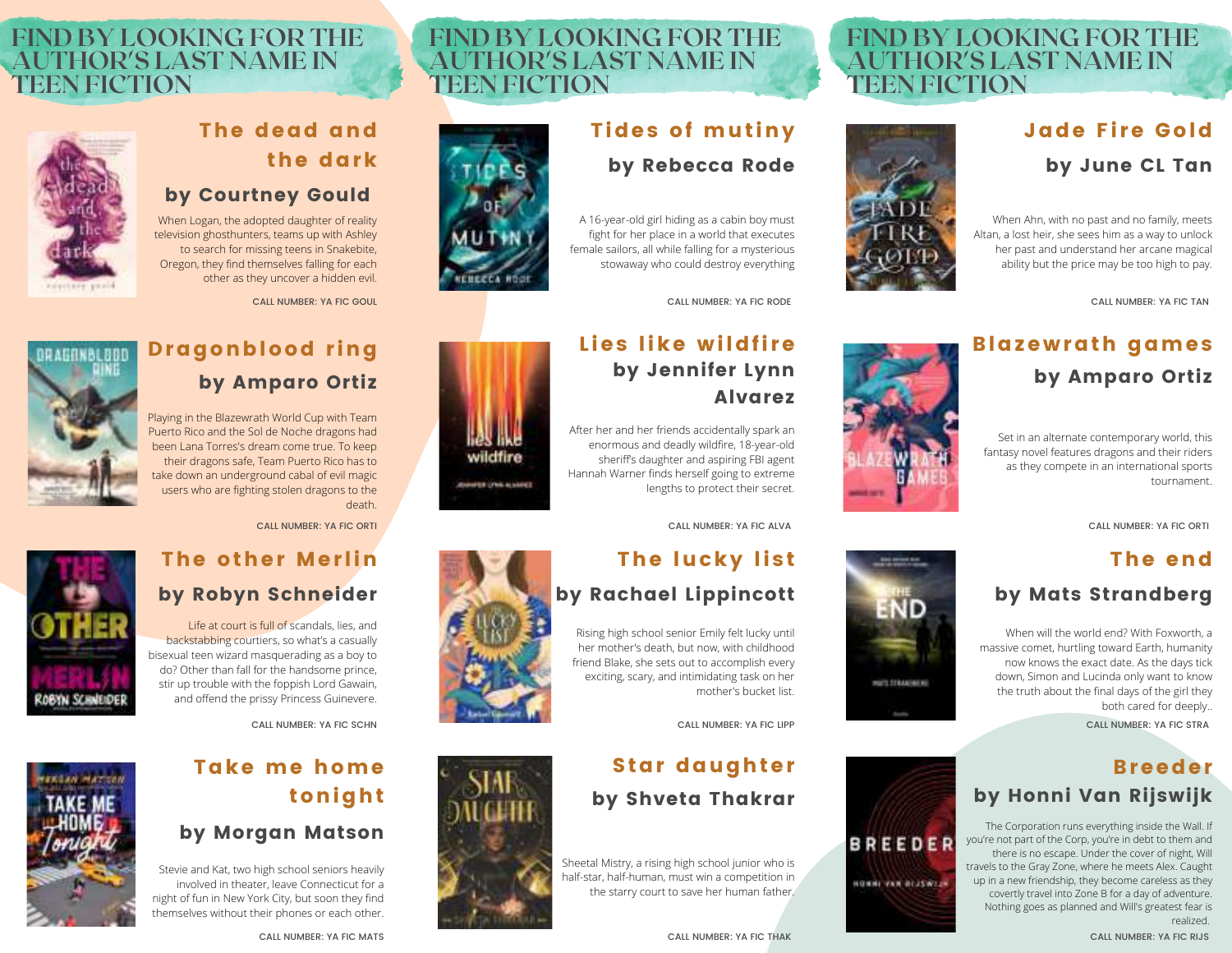## FIND BY LOOKING FOR THE AUTHOR'S LAST NAME IN TEEN FICTION

### The dead and the dark

**by Courtney Gould**

When Logan, the adopted daughter of reality television ghosthunters, teams up with Ashley to search for missing teens in Snakebite, Oregon, they find themselves falling for each other as they uncover a hidden evil.

CALL NUMBER: YA FIC GOUL

### Dragonblood ring

**by Amparo Ortiz**

Playing in the Blazewrath World Cup with Team Puerto Rico and the Sol de Noche dragons had been Lana Torres's dream come true. To keep their dragons safe, Team Puerto Rico has to take down an underground cabal of evil magic users who are fighting stolen dragons to the death.

CALL NUMBER: YA FIC ORTI

### The other Merlin

**by Robyn Schneider**

Life at court is full of scandals, lies, and backstabbing courtiers, so what's a casually bisexual teen wizard masquerading as a boy to do? Other than fall for the handsome prince, stir up trouble with the foppish Lord Gawain, and offend the prissy Princess Guinevere.

CALL NUMBER: YA FIC SCHN

### Take me home tonight

**by Morgan Matson**

Stevie and Kat, two high school seniors heavily involved in theater, leave Connecticut for a night of fun in New York City, but soon they find themselves without their phones or each other.

CALL NUMBER: YA FIC MATS

## FIND BY LOOKING FOR THE AUTHOR'S LAST NAME IN TEEN FICTION

### Tides of mutiny

**by Rebecca Rode**

A 16-year-old girl hiding as a cabin boy must fight for her place in a world that executes female sailors, all while falling for a mysterious stowaway who could destroy everything

CALL NUMBER: YA FIC RODE

### Lies like wildfire

**by Jennifer Lynn Alvarez**

After her and her friends accidentally spark an enormous and deadly wildfire, 18-year-old sheriff's daughter and aspiring FBI agent Hannah Warner finds herself going to extreme lengths to protect their secret.

CALL NUMBER: YA FIC ALVA

### The lucky list

**by Rachael Lippincott**

Rising high school senior Emily felt lucky until her mother's death, but now, with childhood friend Blake, she sets out to accomplish every exciting, scary, and intimidating task on her mother's bucket list.

CALL NUMBER: YA FIC LIPP

### Star daughter

**by Shveta Thakrar**

Sheetal Mistry, a rising high school junior who is half-star, half-human, must win a competition in the starry court to save her human father.

CALL NUMBER: YA FIC THAK

## FIND BY LOOKING FOR THE AUTHOR'S LAST NAME IN TEEN FICTION

### Jade Fire Gold

**by June CL Tan**

When Ahn, with no past and no family, meets Altan, a lost heir, she sees him as a way to unlock her past and understand her arcane magical ability but the price may be too high to pay.

CALL NUMBER: YA FIC TAN

### Blazewrath games

**by Amparo Ortiz**

Set in an alternate contemporary world, this fantasy novel features dragons and their riders as they compete in an international sports tournament.

CALL NUMBER: YA FIC ORTI

### The end

**by Mats Strandberg**

When will the world end? With Foxworth, a massive comet, hurtling toward Earth, humanity now knows the exact date. As the days tick down, Simon and Lucinda only want to know the truth about the final days of the girl they both cared for deeply..

CALL NUMBER: YA FIC STRA

### Breeder

**by Honni Van Rijswijk**

The Corporation runs everything inside the Wall. If you're not part of the Corp, you're in debt to them and there is no escape. Under the cover of night, Will travels to the Gray Zone, where he meets Alex. Caught up in a new friendship, they become careless as they covertly travel into Zone B for a day of adventure. Nothing goes as planned and Will's greatest fear is realized.

CALL NUMBER: YA FIC RIJS